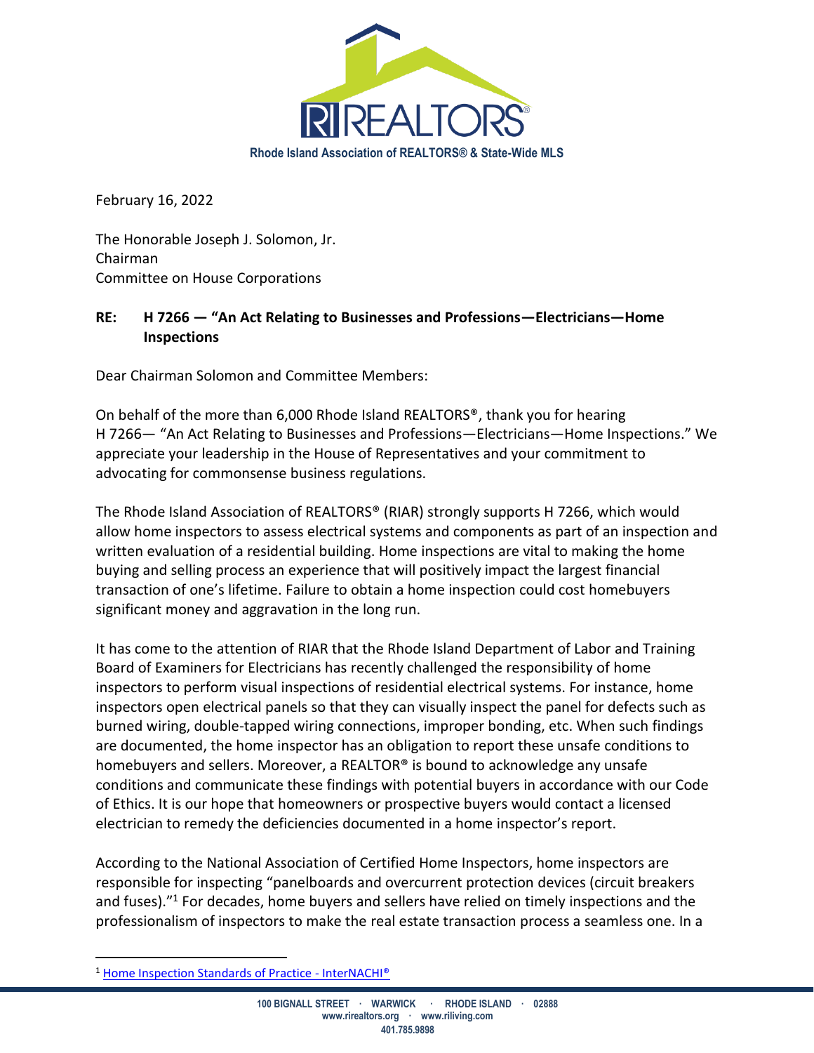RI REALTORS®

**Rhode Island Association of REALTORS® & State-Wide MLS**

February 16, 2022

The Honorable Joseph J. Solomon, Jr.
Chairman
Committee on House Corporations

**RE: H 7266 — "An Act Relating to Businesses and Professions—Electricians—Home Inspections**

Dear Chairman Solomon and Committee Members:

On behalf of the more than 6,000 Rhode Island REALTORS®, thank you for hearing H 7266— "An Act Relating to Businesses and Professions—Electricians—Home Inspections." We appreciate your leadership in the House of Representatives and your commitment to advocating for commonsense business regulations.

The Rhode Island Association of REALTORS® (RIAR) strongly supports H 7266, which would allow home inspectors to assess electrical systems and components as part of an inspection and written evaluation of a residential building. Home inspections are vital to making the home buying and selling process an experience that will positively impact the largest financial transaction of one's lifetime. Failure to obtain a home inspection could cost homebuyers significant money and aggravation in the long run.

It has come to the attention of RIAR that the Rhode Island Department of Labor and Training Board of Examiners for Electricians has recently challenged the responsibility of home inspectors to perform visual inspections of residential electrical systems. For instance, home inspectors open electrical panels so that they can visually inspect the panel for defects such as burned wiring, double-tapped wiring connections, improper bonding, etc. When such findings are documented, the home inspector has an obligation to report these unsafe conditions to homebuyers and sellers. Moreover, a REALTOR® is bound to acknowledge any unsafe conditions and communicate these findings with potential buyers in accordance with our Code of Ethics. It is our hope that homeowners or prospective buyers would contact a licensed electrician to remedy the deficiencies documented in a home inspector's report.

According to the National Association of Certified Home Inspectors, home inspectors are responsible for inspecting "panelboards and overcurrent protection devices (circuit breakers and fuses)."[1] For decades, home buyers and sellers have relied on timely inspections and the professionalism of inspectors to make the real estate transaction process a seamless one. In a

[1] Home Inspection Standards of Practice - InterNACHI®

100 BIGNALL STREET · WARWICK · RHODE ISLAND · 02888
www.rirealtors.org · www.riliving.com
401.785.9898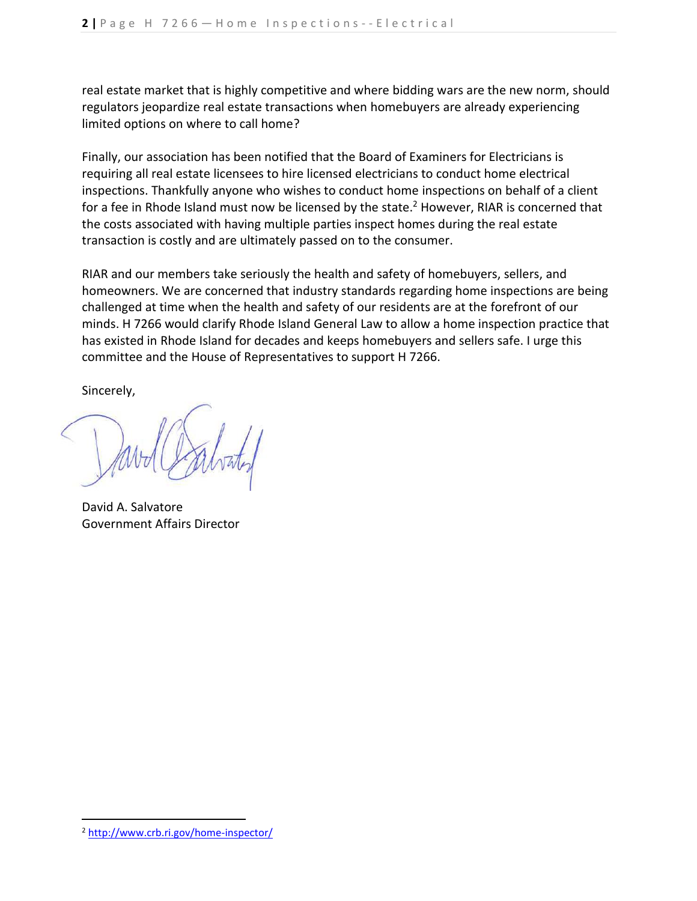real estate market that is highly competitive and where bidding wars are the new norm, should regulators jeopardize real estate transactions when homebuyers are already experiencing limited options on where to call home?

Finally, our association has been notified that the Board of Examiners for Electricians is requiring all real estate licensees to hire licensed electricians to conduct home electrical inspections. Thankfully anyone who wishes to conduct home inspections on behalf of a client for a fee in Rhode Island must now be licensed by the state.[2] However, RIAR is concerned that the costs associated with having multiple parties inspect homes during the real estate transaction is costly and are ultimately passed on to the consumer.

RIAR and our members take seriously the health and safety of homebuyers, sellers, and homeowners. We are concerned that industry standards regarding home inspections are being challenged at time when the health and safety of our residents are at the forefront of our minds. H 7266 would clarify Rhode Island General Law to allow a home inspection practice that has existed in Rhode Island for decades and keeps homebuyers and sellers safe. I urge this committee and the House of Representatives to support H 7266.

Sincerely,

David A. Salvatore
Government Affairs Director

[2] http://www.crb.ri.gov/home-inspector/